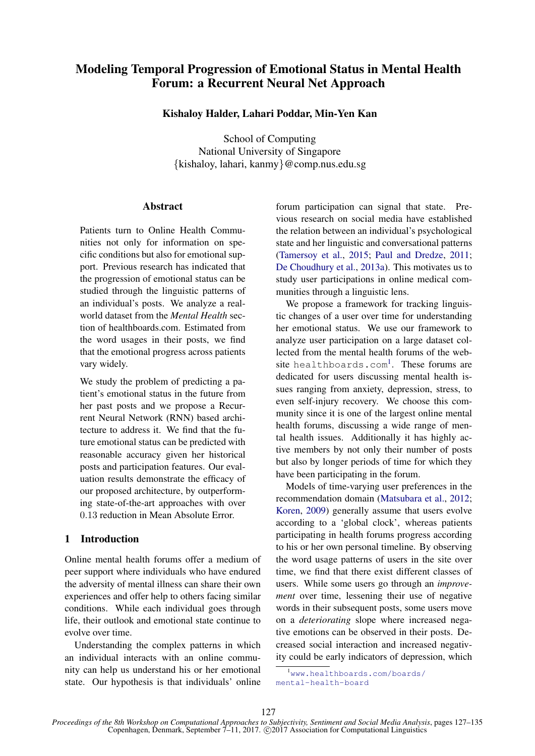# Modeling Temporal Progression of Emotional Status in Mental Health Forum: a Recurrent Neural Net Approach

**Kishaloy Halder, Lahari Poddar, Min-Yen Kan**

School of Computing
National University of Singapore
{kishaloy, lahari, kanmy}@comp.nus.edu.sg

## Abstract

Patients turn to Online Health Communities not only for information on specific conditions but also for emotional support. Previous research has indicated that the progression of emotional status can be studied through the linguistic patterns of an individual's posts. We analyze a real-world dataset from the *Mental Health* section of healthboards.com. Estimated from the word usages in their posts, we find that the emotional progress across patients vary widely.

We study the problem of predicting a patient's emotional status in the future from her past posts and we propose a Recurrent Neural Network (RNN) based architecture to address it. We find that the future emotional status can be predicted with reasonable accuracy given her historical posts and participation features. Our evaluation results demonstrate the efficacy of our proposed architecture, by outperforming state-of-the-art approaches with over 0.13 reduction in Mean Absolute Error.

## 1 Introduction

Online mental health forums offer a medium of peer support where individuals who have endured the adversity of mental illness can share their own experiences and offer help to others facing similar conditions. While each individual goes through life, their outlook and emotional state continue to evolve over time.

Understanding the complex patterns in which an individual interacts with an online community can help us understand his or her emotional state. Our hypothesis is that individuals' online forum participation can signal that state. Previous research on social media have established the relation between an individual's psychological state and her linguistic and conversational patterns (Tamersoy et al., 2015; Paul and Dredze, 2011; De Choudhury et al., 2013a). This motivates us to study user participations in online medical communities through a linguistic lens.

We propose a framework for tracking linguistic changes of a user over time for understanding her emotional status. We use our framework to analyze user participation on a large dataset collected from the mental health forums of the website `healthboards.com`[1]. These forums are dedicated for users discussing mental health issues ranging from anxiety, depression, stress, to even self-injury recovery. We choose this community since it is one of the largest online mental health forums, discussing a wide range of mental health issues. Additionally it has highly active members by not only their number of posts but also by longer periods of time for which they have been participating in the forum.

Models of time-varying user preferences in the recommendation domain (Matsubara et al., 2012; Koren, 2009) generally assume that users evolve according to a 'global clock', whereas patients participating in health forums progress according to his or her own personal timeline. By observing the word usage patterns of users in the site over time, we find that there exist different classes of users. While some users go through an *improvement* over time, lessening their use of negative words in their subsequent posts, some users move on a *deteriorating* slope where increased negative emotions can be observed in their posts. Decreased social interaction and increased negativity could be early indicators of depression, which

[1] `www.healthboards.com/boards/mental-health-board`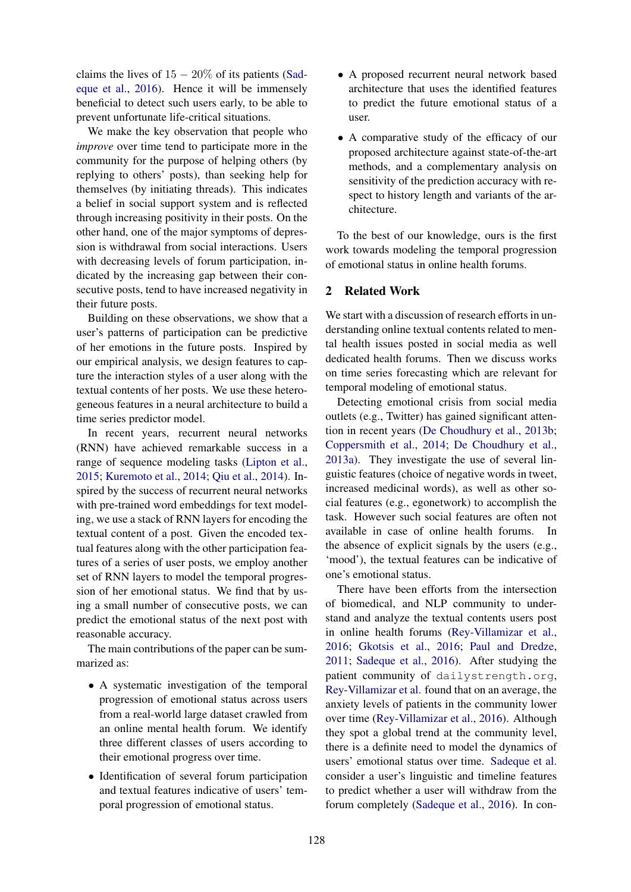claims the lives of $15-20\%$ of its patients (Sadeque et al., 2016). Hence it will be immensely beneficial to detect such users early, to be able to prevent unfortunate life-critical situations.

We make the key observation that people who *improve* over time tend to participate more in the community for the purpose of helping others (by replying to others' posts), than seeking help for themselves (by initiating threads). This indicates a belief in social support system and is reflected through increasing positivity in their posts. On the other hand, one of the major symptoms of depression is withdrawal from social interactions. Users with decreasing levels of forum participation, indicated by the increasing gap between their consecutive posts, tend to have increased negativity in their future posts.

Building on these observations, we show that a user's patterns of participation can be predictive of her emotions in the future posts. Inspired by our empirical analysis, we design features to capture the interaction styles of a user along with the textual contents of her posts. We use these heterogeneous features in a neural architecture to build a time series predictor model.

In recent years, recurrent neural networks (RNN) have achieved remarkable success in a range of sequence modeling tasks (Lipton et al., 2015; Kuremoto et al., 2014; Qiu et al., 2014). Inspired by the success of recurrent neural networks with pre-trained word embeddings for text modeling, we use a stack of RNN layers for encoding the textual content of a post. Given the encoded textual features along with the other participation features of a series of user posts, we employ another set of RNN layers to model the temporal progression of her emotional status. We find that by using a small number of consecutive posts, we can predict the emotional status of the next post with reasonable accuracy.

The main contributions of the paper can be summarized as:

- A systematic investigation of the temporal progression of emotional status across users from a real-world large dataset crawled from an online mental health forum. We identify three different classes of users according to their emotional progress over time.
- Identification of several forum participation and textual features indicative of users' temporal progression of emotional status.
- A proposed recurrent neural network based architecture that uses the identified features to predict the future emotional status of a user.
- A comparative study of the efficacy of our proposed architecture against state-of-the-art methods, and a complementary analysis on sensitivity of the prediction accuracy with respect to history length and variants of the architecture.

To the best of our knowledge, ours is the first work towards modeling the temporal progression of emotional status in online health forums.

## 2 Related Work

We start with a discussion of research efforts in understanding online textual contents related to mental health issues posted in social media as well dedicated health forums. Then we discuss works on time series forecasting which are relevant for temporal modeling of emotional status.

Detecting emotional crisis from social media outlets (e.g., Twitter) has gained significant attention in recent years (De Choudhury et al., 2013b; Coppersmith et al., 2014; De Choudhury et al., 2013a). They investigate the use of several linguistic features (choice of negative words in tweet, increased medicinal words), as well as other social features (e.g., egonetwork) to accomplish the task. However such social features are often not available in case of online health forums. In the absence of explicit signals by the users (e.g., 'mood'), the textual features can be indicative of one's emotional status.

There have been efforts from the intersection of biomedical, and NLP community to understand and analyze the textual contents users post in online health forums (Rey-Villamizar et al., 2016; Gkotsis et al., 2016; Paul and Dredze, 2011; Sadeque et al., 2016). After studying the patient community of `dailystrength.org`, Rey-Villamizar et al. found that on an average, the anxiety levels of patients in the community lower over time (Rey-Villamizar et al., 2016). Although they spot a global trend at the community level, there is a definite need to model the dynamics of users' emotional status over time. Sadeque et al. consider a user's linguistic and timeline features to predict whether a user will withdraw from the forum completely (Sadeque et al., 2016). In con-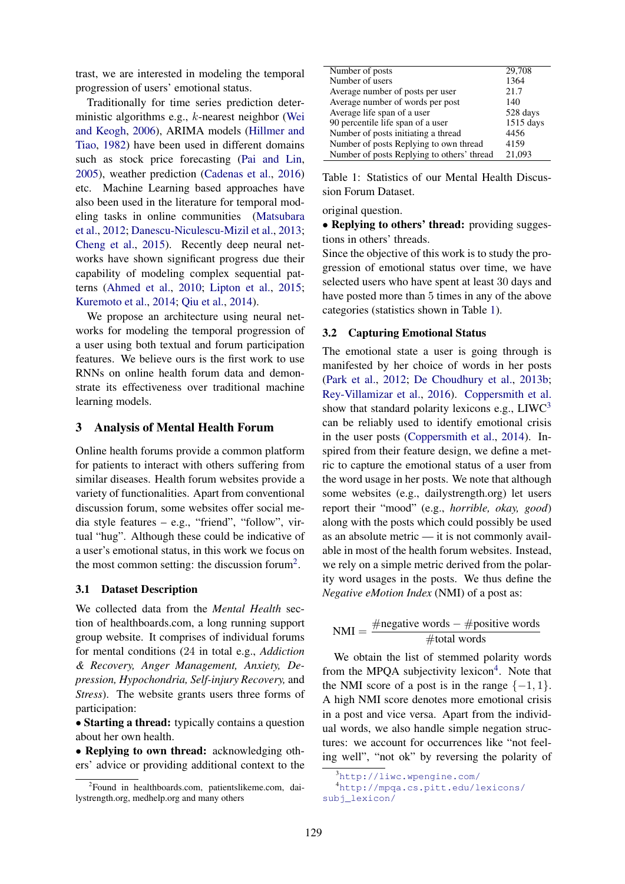trast, we are interested in modeling the temporal progression of users' emotional status.

Traditionally for time series prediction deterministic algorithms e.g., $k$-nearest neighbor (Wei and Keogh, 2006), ARIMA models (Hillmer and Tiao, 1982) have been used in different domains such as stock price forecasting (Pai and Lin, 2005), weather prediction (Cadenas et al., 2016) etc. Machine Learning based approaches have also been used in the literature for temporal modeling tasks in online communities (Matsubara et al., 2012; Danescu-Niculescu-Mizil et al., 2013; Cheng et al., 2015). Recently deep neural networks have shown significant progress due their capability of modeling complex sequential patterns (Ahmed et al., 2010; Lipton et al., 2015; Kuremoto et al., 2014; Qiu et al., 2014).

We propose an architecture using neural networks for modeling the temporal progression of a user using both textual and forum participation features. We believe ours is the first work to use RNNs on online health forum data and demonstrate its effectiveness over traditional machine learning models.

## 3 Analysis of Mental Health Forum

Online health forums provide a common platform for patients to interact with others suffering from similar diseases. Health forum websites provide a variety of functionalities. Apart from conventional discussion forum, some websites offer social media style features – e.g., "friend", "follow", virtual "hug". Although these could be indicative of a user's emotional status, in this work we focus on the most common setting: the discussion forum[2].

### 3.1 Dataset Description

We collected data from the *Mental Health* section of healthboards.com, a long running support group website. It comprises of individual forums for mental conditions (24 in total e.g., *Addiction & Recovery, Anger Management, Anxiety, Depression, Hypochondria, Self-injury Recovery,* and *Stress*). The website grants users three forms of participation:

- **Starting a thread:** typically contains a question about her own health.
- **Replying to own thread:** acknowledging others' advice or providing additional context to the original question.
- **Replying to others' thread:** providing suggestions in others' threads.

Since the objective of this work is to study the progression of emotional status over time, we have selected users who have spent at least 30 days and have posted more than 5 times in any of the above categories (statistics shown in Table 1).

| | |
|---|---|
| Number of posts | 29,708 |
| Number of users | 1364 |
| Average number of posts per user | 21.7 |
| Average number of words per post | 140 |
| Average life span of a user | 528 days |
| 90 percentile life span of a user | 1515 days |
| Number of posts initiating a thread | 4456 |
| Number of posts Replying to own thread | 4159 |
| Number of posts Replying to others' thread | 21,093 |

Table 1: Statistics of our Mental Health Discussion Forum Dataset.

### 3.2 Capturing Emotional Status

The emotional state a user is going through is manifested by her choice of words in her posts (Park et al., 2012; De Choudhury et al., 2013b; Rey-Villamizar et al., 2016). Coppersmith et al. show that standard polarity lexicons e.g., LIWC[3] can be reliably used to identify emotional crisis in the user posts (Coppersmith et al., 2014). Inspired from their feature design, we define a metric to capture the emotional status of a user from the word usage in her posts. We note that although some websites (e.g., dailystrength.org) let users report their "mood" (e.g., *horrible, okay, good*) along with the posts which could possibly be used as an absolute metric — it is not commonly available in most of the health forum websites. Instead, we rely on a simple metric derived from the polarity word usages in the posts. We thus define the *Negative eMotion Index* (NMI) of a post as:

$$\text{NMI} = \frac{\#\text{negative words} - \#\text{positive words}}{\#\text{total words}}$$

We obtain the list of stemmed polarity words from the MPQA subjectivity lexicon[4]. Note that the NMI score of a post is in the range $\{-1, 1\}$. A high NMI score denotes more emotional crisis in a post and vice versa. Apart from the individual words, we also handle simple negation structures: we account for occurrences like "not feeling well", "not ok" by reversing the polarity of

[2] Found in healthboards.com, patientslikeme.com, dailystrength.org, medhelp.org and many others

[3] http://liwc.wpengine.com/

[4] http://mpqa.cs.pitt.edu/lexicons/subj_lexicon/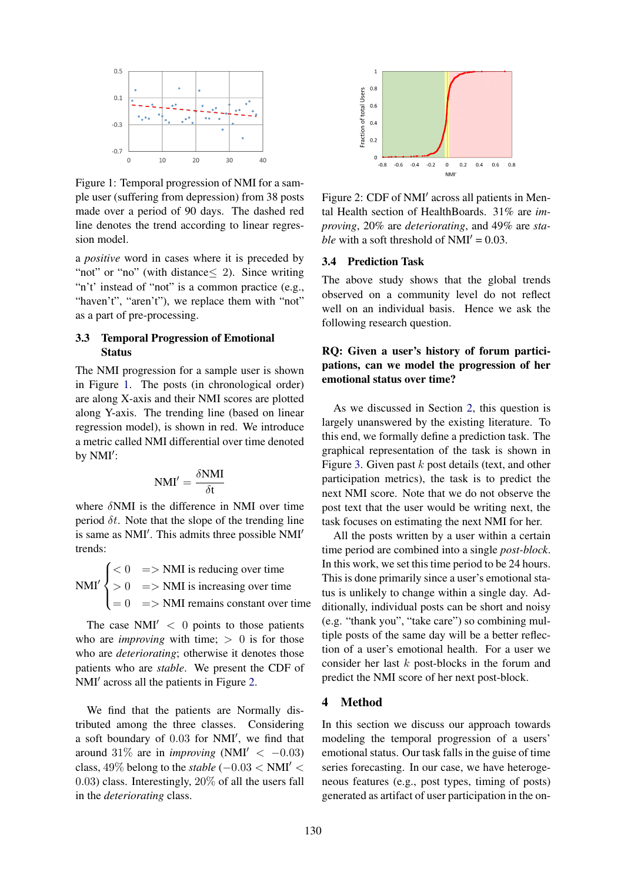Figure 1: Temporal progression of NMI for a sample user (suffering from depression) from 38 posts made over a period of 90 days. The dashed red line denotes the trend according to linear regression model.

a *positive* word in cases where it is preceded by "not" or "no" (with distance$\leq$ 2). Since writing "n't" instead of "not" is a common practice (e.g., "haven't", "aren't"), we replace them with "not" as a part of pre-processing.

### 3.3 Temporal Progression of Emotional Status

The NMI progression for a sample user is shown in Figure 1. The posts (in chronological order) are along X-axis and their NMI scores are plotted along Y-axis. The trending line (based on linear regression model), is shown in red. We introduce a metric called NMI differential over time denoted by NMI$'$:

$$\text{NMI}' = \frac{\delta\text{NMI}}{\delta\text{t}}$$

where $\delta$NMI is the difference in NMI over time period $\delta t$. Note that the slope of the trending line is same as NMI$'$. This admits three possible NMI$'$ trends:

$$\text{NMI}' \begin{cases} < 0 & => \text{NMI is reducing over time} \\ > 0 & => \text{NMI is increasing over time} \\ = 0 & => \text{NMI remains constant over time} \end{cases}$$

The case NMI$'$ $<$ 0 points to those patients who are *improving* with time; $>$ 0 is for those who are *deteriorating*; otherwise it denotes those patients who are *stable*. We present the CDF of NMI$'$ across all the patients in Figure 2.

We find that the patients are Normally distributed among the three classes. Considering a soft boundary of 0.03 for NMI$'$, we find that around 31% are in *improving* (NMI$'$ $< -0.03$) class, 49% belong to the *stable* ($-0.03 <$ NMI$'$ $<$ 0.03) class. Interestingly, 20% of all the users fall in the *deteriorating* class.

Figure 2: CDF of NMI$'$ across all patients in Mental Health section of HealthBoards. 31% are *improving*, 20% are *deteriorating*, and 49% are *stable* with a soft threshold of NMI$'$ = 0.03.

### 3.4 Prediction Task

The above study shows that the global trends observed on a community level do not reflect well on an individual basis. Hence we ask the following research question.

**RQ: Given a user's history of forum participations, can we model the progression of her emotional status over time?**

As we discussed in Section 2, this question is largely unanswered by the existing literature. To this end, we formally define a prediction task. The graphical representation of the task is shown in Figure 3. Given past $k$ post details (text, and other participation metrics), the task is to predict the next NMI score. Note that we do not observe the post text that the user would be writing next, the task focuses on estimating the next NMI for her.

All the posts written by a user within a certain time period are combined into a single *post-block*. In this work, we set this time period to be 24 hours. This is done primarily since a user's emotional status is unlikely to change within a single day. Additionally, individual posts can be short and noisy (e.g. "thank you", "take care") so combining multiple posts of the same day will be a better reflection of a user's emotional health. For a user we consider her last $k$ post-blocks in the forum and predict the NMI score of her next post-block.

## 4 Method

In this section we discuss our approach towards modeling the temporal progression of a users' emotional status. Our task falls in the guise of time series forecasting. In our case, we have heterogeneous features (e.g., post types, timing of posts) generated as artifact of user participation in the on-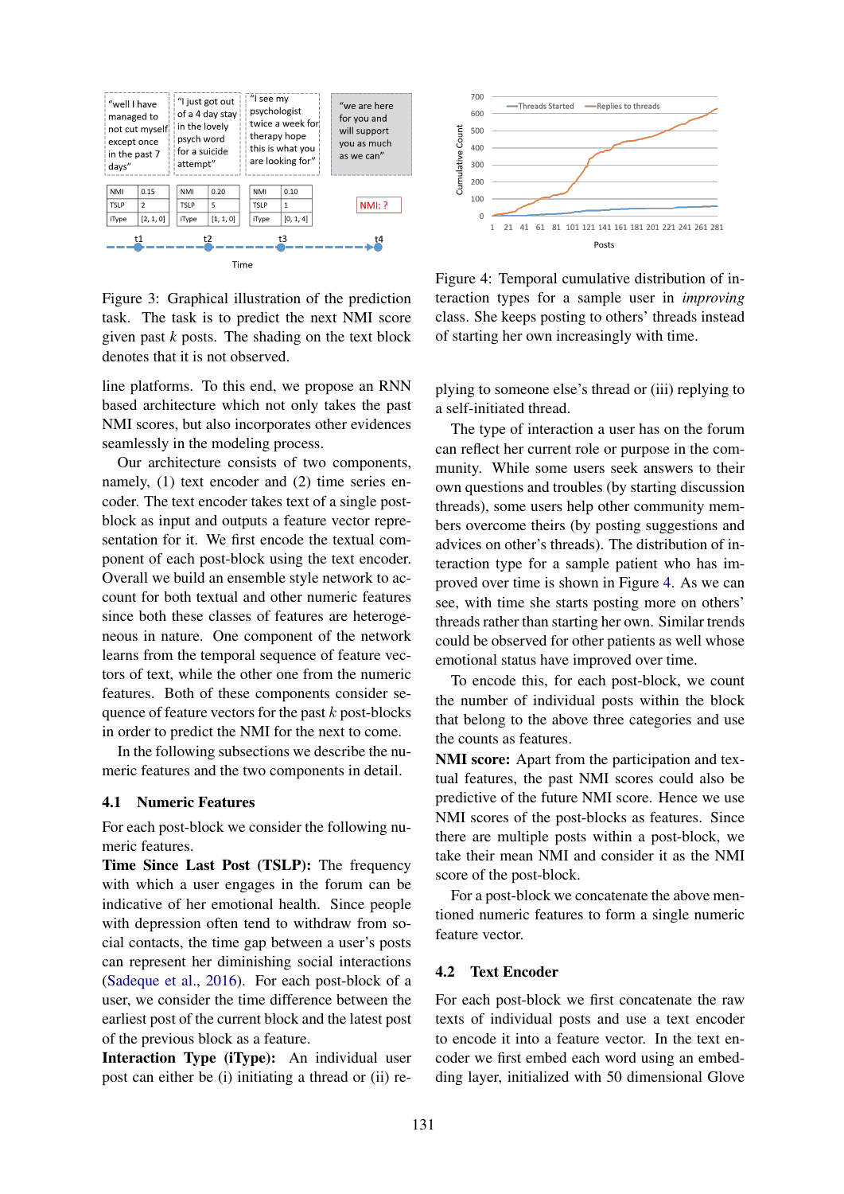Figure 3: Graphical illustration of the prediction task. The task is to predict the next NMI score given past $k$ posts. The shading on the text block denotes that it is not observed.

Figure 4: Temporal cumulative distribution of interaction types for a sample user in *improving* class. She keeps posting to others' threads instead of starting her own increasingly with time.

line platforms. To this end, we propose an RNN based architecture which not only takes the past NMI scores, but also incorporates other evidences seamlessly in the modeling process.

Our architecture consists of two components, namely, (1) text encoder and (2) time series encoder. The text encoder takes text of a single post-block as input and outputs a feature vector representation for it. We first encode the textual component of each post-block using the text encoder. Overall we build an ensemble style network to account for both textual and other numeric features since both these classes of features are heterogeneous in nature. One component of the network learns from the temporal sequence of feature vectors of text, while the other one from the numeric features. Both of these components consider sequence of feature vectors for the past $k$ post-blocks in order to predict the NMI for the next to come.

In the following subsections we describe the numeric features and the two components in detail.

## 4.1 Numeric Features

For each post-block we consider the following numeric features.

**Time Since Last Post (TSLP):** The frequency with which a user engages in the forum can be indicative of her emotional health. Since people with depression often tend to withdraw from social contacts, the time gap between a user's posts can represent her diminishing social interactions (Sadeque et al., 2016). For each post-block of a user, we consider the time difference between the earliest post of the current block and the latest post of the previous block as a feature.

**Interaction Type (iType):** An individual user post can either be (i) initiating a thread or (ii) replying to someone else's thread or (iii) replying to a self-initiated thread.

The type of interaction a user has on the forum can reflect her current role or purpose in the community. While some users seek answers to their own questions and troubles (by starting discussion threads), some users help other community members overcome theirs (by posting suggestions and advices on other's threads). The distribution of interaction type for a sample patient who has improved over time is shown in Figure 4. As we can see, with time she starts posting more on others' threads rather than starting her own. Similar trends could be observed for other patients as well whose emotional status have improved over time.

To encode this, for each post-block, we count the number of individual posts within the block that belong to the above three categories and use the counts as features.

**NMI score:** Apart from the participation and textual features, the past NMI scores could also be predictive of the future NMI score. Hence we use NMI scores of the post-blocks as features. Since there are multiple posts within a post-block, we take their mean NMI and consider it as the NMI score of the post-block.

For a post-block we concatenate the above mentioned numeric features to form a single numeric feature vector.

## 4.2 Text Encoder

For each post-block we first concatenate the raw texts of individual posts and use a text encoder to encode it into a feature vector. In the text encoder we first embed each word using an embedding layer, initialized with 50 dimensional Glove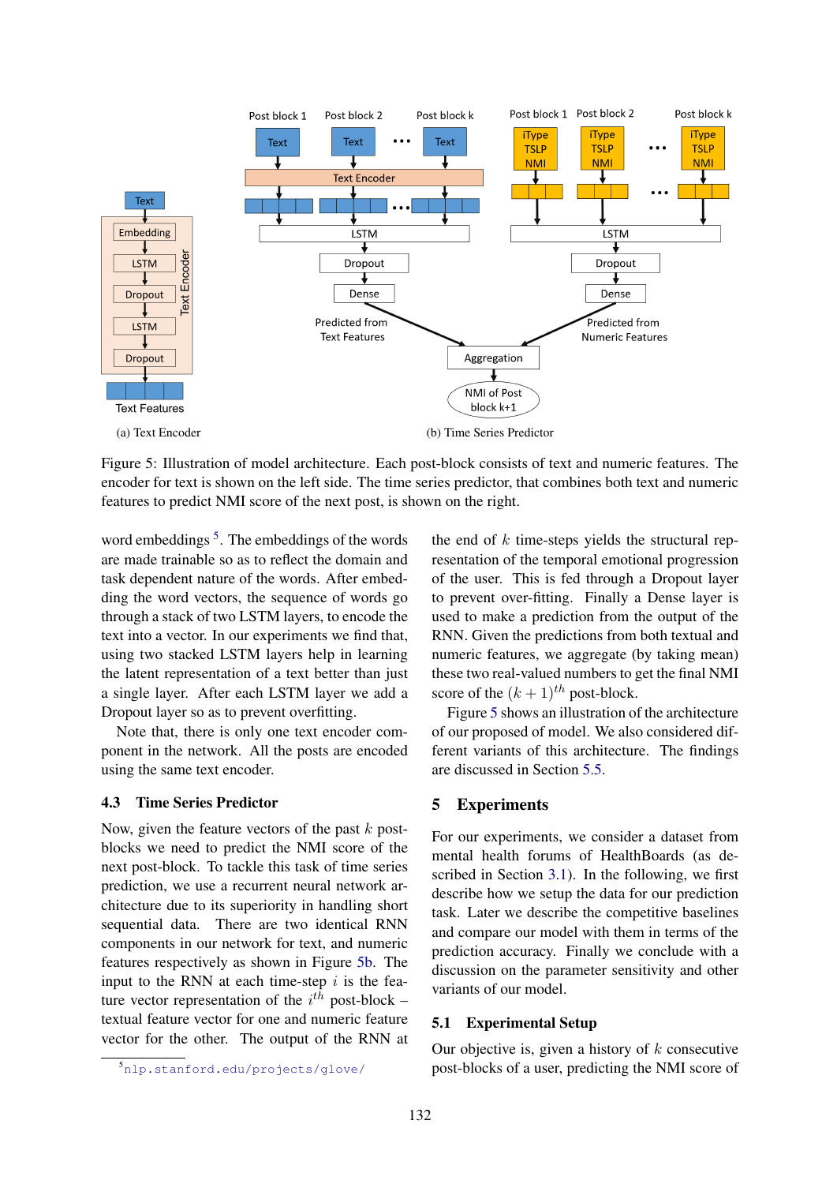(a) Text Encoder

(b) Time Series Predictor

Figure 5: Illustration of model architecture. Each post-block consists of text and numeric features. The encoder for text is shown on the left side. The time series predictor, that combines both text and numeric features to predict NMI score of the next post, is shown on the right.

word embeddings [5]. The embeddings of the words are made trainable so as to reflect the domain and task dependent nature of the words. After embedding the word vectors, the sequence of words go through a stack of two LSTM layers, to encode the text into a vector. In our experiments we find that, using two stacked LSTM layers help in learning the latent representation of a text better than just a single layer. After each LSTM layer we add a Dropout layer so as to prevent overfitting.

Note that, there is only one text encoder component in the network. All the posts are encoded using the same text encoder.

### 4.3 Time Series Predictor

Now, given the feature vectors of the past $k$ post-blocks we need to predict the NMI score of the next post-block. To tackle this task of time series prediction, we use a recurrent neural network architecture due to its superiority in handling short sequential data. There are two identical RNN components in our network for text, and numeric features respectively as shown in Figure 5b. The input to the RNN at each time-step $i$ is the feature vector representation of the $i^{th}$ post-block – textual feature vector for one and numeric feature vector for the other. The output of the RNN at the end of $k$ time-steps yields the structural representation of the temporal emotional progression of the user. This is fed through a Dropout layer to prevent over-fitting. Finally a Dense layer is used to make a prediction from the output of the RNN. Given the predictions from both textual and numeric features, we aggregate (by taking mean) these two real-valued numbers to get the final NMI score of the $(k+1)^{th}$ post-block.

Figure 5 shows an illustration of the architecture of our proposed of model. We also considered different variants of this architecture. The findings are discussed in Section 5.5.

## 5 Experiments

For our experiments, we consider a dataset from mental health forums of HealthBoards (as described in Section 3.1). In the following, we first describe how we setup the data for our prediction task. Later we describe the competitive baselines and compare our model with them in terms of the prediction accuracy. Finally we conclude with a discussion on the parameter sensitivity and other variants of our model.

### 5.1 Experimental Setup

Our objective is, given a history of $k$ consecutive post-blocks of a user, predicting the NMI score of

[5] nlp.stanford.edu/projects/glove/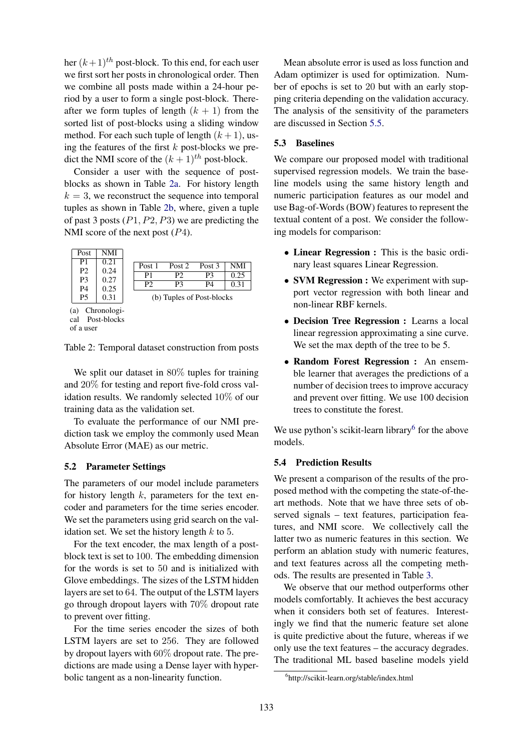her $(k+1)^{th}$ post-block. To this end, for each user we first sort her posts in chronological order. Then we combine all posts made within a 24-hour period by a user to form a single post-block. Thereafter we form tuples of length $(k + 1)$ from the sorted list of post-blocks using a sliding window method. For each such tuple of length $(k+1)$, using the features of the first $k$ post-blocks we predict the NMI score of the $(k + 1)^{th}$ post-block.

Consider a user with the sequence of post-blocks as shown in Table 2a. For history length $k = 3$, we reconstruct the sequence into temporal tuples as shown in Table 2b, where, given a tuple of past 3 posts $(P1, P2, P3)$ we are predicting the NMI score of the next post $(P4)$.

| Post | NMI |
|---|---|
| P1 | 0.21 |
| P2 | 0.24 |
| P3 | 0.27 |
| P4 | 0.25 |
| P5 | 0.31 |

(a) Chronological Post-blocks of a user

| Post 1 | Post 2 | Post 3 | NMI |
|---|---|---|---|
| P1 | P2 | P3 | 0.25 |
| P2 | P3 | P4 | 0.31 |

(b) Tuples of Post-blocks

Table 2: Temporal dataset construction from posts

We split our dataset in 80% tuples for training and 20% for testing and report five-fold cross validation results. We randomly selected 10% of our training data as the validation set.

To evaluate the performance of our NMI prediction task we employ the commonly used Mean Absolute Error (MAE) as our metric.

### 5.2 Parameter Settings

The parameters of our model include parameters for history length $k$, parameters for the text encoder and parameters for the time series encoder. We set the parameters using grid search on the validation set. We set the history length $k$ to 5.

For the text encoder, the max length of a post-block text is set to 100. The embedding dimension for the words is set to 50 and is initialized with Glove embeddings. The sizes of the LSTM hidden layers are set to 64. The output of the LSTM layers go through dropout layers with 70% dropout rate to prevent over fitting.

For the time series encoder the sizes of both LSTM layers are set to 256. They are followed by dropout layers with 60% dropout rate. The predictions are made using a Dense layer with hyperbolic tangent as a non-linearity function.

Mean absolute error is used as loss function and Adam optimizer is used for optimization. Number of epochs is set to 20 but with an early stopping criteria depending on the validation accuracy. The analysis of the sensitivity of the parameters are discussed in Section 5.5.

### 5.3 Baselines

We compare our proposed model with traditional supervised regression models. We train the baseline models using the same history length and numeric participation features as our model and use Bag-of-Words (BOW) features to represent the textual content of a post. We consider the following models for comparison:

- **Linear Regression :** This is the basic ordinary least squares Linear Regression.
- **SVM Regression :** We experiment with support vector regression with both linear and non-linear RBF kernels.
- **Decision Tree Regression :** Learns a local linear regression approximating a sine curve. We set the max depth of the tree to be 5.
- **Random Forest Regression :** An ensemble learner that averages the predictions of a number of decision trees to improve accuracy and prevent over fitting. We use 100 decision trees to constitute the forest.

We use python's scikit-learn library[6] for the above models.

### 5.4 Prediction Results

We present a comparison of the results of the proposed method with the competing the state-of-the-art methods. Note that we have three sets of observed signals – text features, participation features, and NMI score. We collectively call the latter two as numeric features in this section. We perform an ablation study with numeric features, and text features across all the competing methods. The results are presented in Table 3.

We observe that our method outperforms other models comfortably. It achieves the best accuracy when it considers both set of features. Interestingly we find that the numeric feature set alone is quite predictive about the future, whereas if we only use the text features – the accuracy degrades. The traditional ML based baseline models yield

[6] http://scikit-learn.org/stable/index.html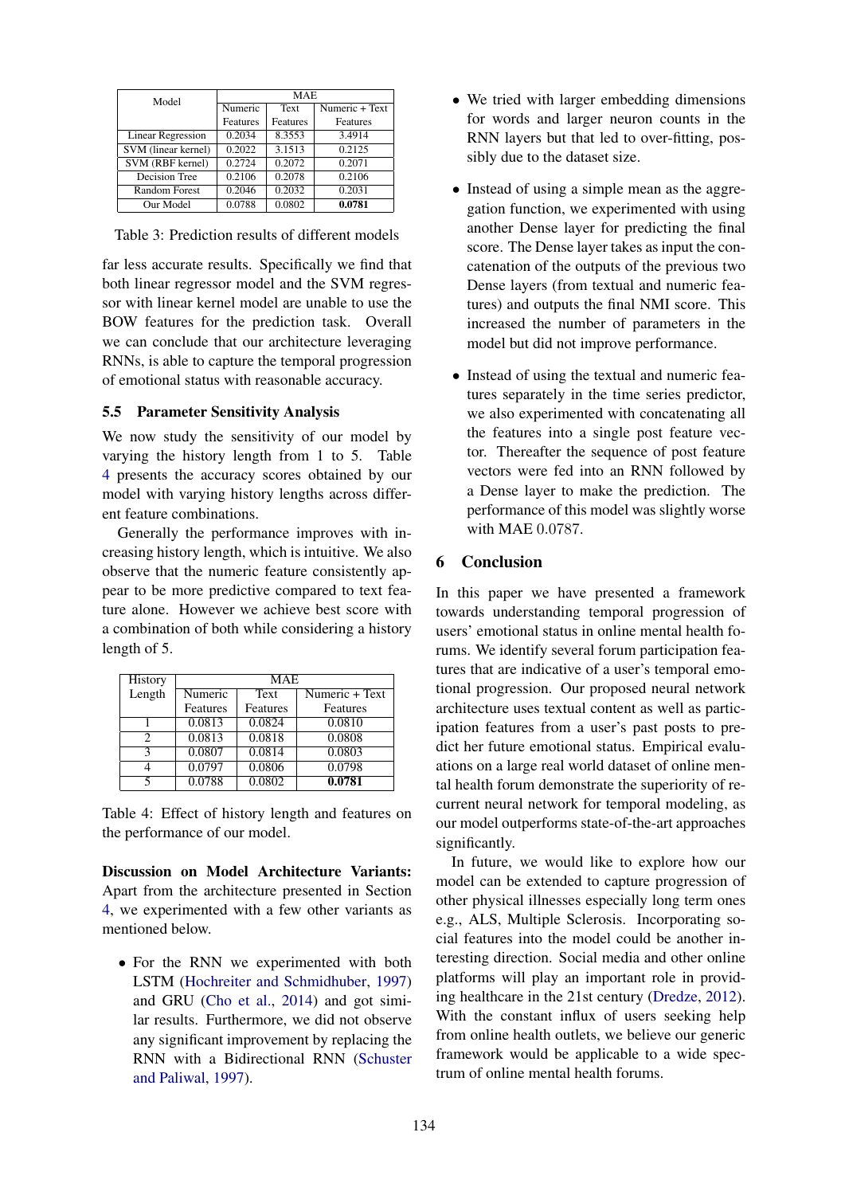| Model | MAE | | |
|---|---|---|---|
| | Numeric Features | Text Features | Numeric + Text Features |
| Linear Regression | 0.2034 | 8.3553 | 3.4914 |
| SVM (linear kernel) | 0.2022 | 3.1513 | 0.2125 |
| SVM (RBF kernel) | 0.2724 | 0.2072 | 0.2071 |
| Decision Tree | 0.2106 | 0.2078 | 0.2106 |
| Random Forest | 0.2046 | 0.2032 | 0.2031 |
| Our Model | 0.0788 | 0.0802 | **0.0781** |

Table 3: Prediction results of different models

far less accurate results. Specifically we find that both linear regressor model and the SVM regressor with linear kernel model are unable to use the BOW features for the prediction task. Overall we can conclude that our architecture leveraging RNNs, is able to capture the temporal progression of emotional status with reasonable accuracy.

### 5.5 Parameter Sensitivity Analysis

We now study the sensitivity of our model by varying the history length from 1 to 5. Table 4 presents the accuracy scores obtained by our model with varying history lengths across different feature combinations.

Generally the performance improves with increasing history length, which is intuitive. We also observe that the numeric feature consistently appear to be more predictive compared to text feature alone. However we achieve best score with a combination of both while considering a history length of 5.

| History Length | MAE | | |
|---|---|---|---|
| | Numeric Features | Text Features | Numeric + Text Features |
| 1 | 0.0813 | 0.0824 | 0.0810 |
| 2 | 0.0813 | 0.0818 | 0.0808 |
| 3 | 0.0807 | 0.0814 | 0.0803 |
| 4 | 0.0797 | 0.0806 | 0.0798 |
| 5 | 0.0788 | 0.0802 | **0.0781** |

Table 4: Effect of history length and features on the performance of our model.

**Discussion on Model Architecture Variants:** Apart from the architecture presented in Section 4, we experimented with a few other variants as mentioned below.

- For the RNN we experimented with both LSTM (Hochreiter and Schmidhuber, 1997) and GRU (Cho et al., 2014) and got similar results. Furthermore, we did not observe any significant improvement by replacing the RNN with a Bidirectional RNN (Schuster and Paliwal, 1997).
- We tried with larger embedding dimensions for words and larger neuron counts in the RNN layers but that led to over-fitting, possibly due to the dataset size.
- Instead of using a simple mean as the aggregation function, we experimented with using another Dense layer for predicting the final score. The Dense layer takes as input the concatenation of the outputs of the previous two Dense layers (from textual and numeric features) and outputs the final NMI score. This increased the number of parameters in the model but did not improve performance.
- Instead of using the textual and numeric features separately in the time series predictor, we also experimented with concatenating all the features into a single post feature vector. Thereafter the sequence of post feature vectors were fed into an RNN followed by a Dense layer to make the prediction. The performance of this model was slightly worse with MAE 0.0787.

## 6 Conclusion

In this paper we have presented a framework towards understanding temporal progression of users' emotional status in online mental health forums. We identify several forum participation features that are indicative of a user's temporal emotional progression. Our proposed neural network architecture uses textual content as well as participation features from a user's past posts to predict her future emotional status. Empirical evaluations on a large real world dataset of online mental health forum demonstrate the superiority of recurrent neural network for temporal modeling, as our model outperforms state-of-the-art approaches significantly.

In future, we would like to explore how our model can be extended to capture progression of other physical illnesses especially long term ones e.g., ALS, Multiple Sclerosis. Incorporating social features into the model could be another interesting direction. Social media and other online platforms will play an important role in providing healthcare in the 21st century (Dredze, 2012). With the constant influx of users seeking help from online health outlets, we believe our generic framework would be applicable to a wide spectrum of online mental health forums.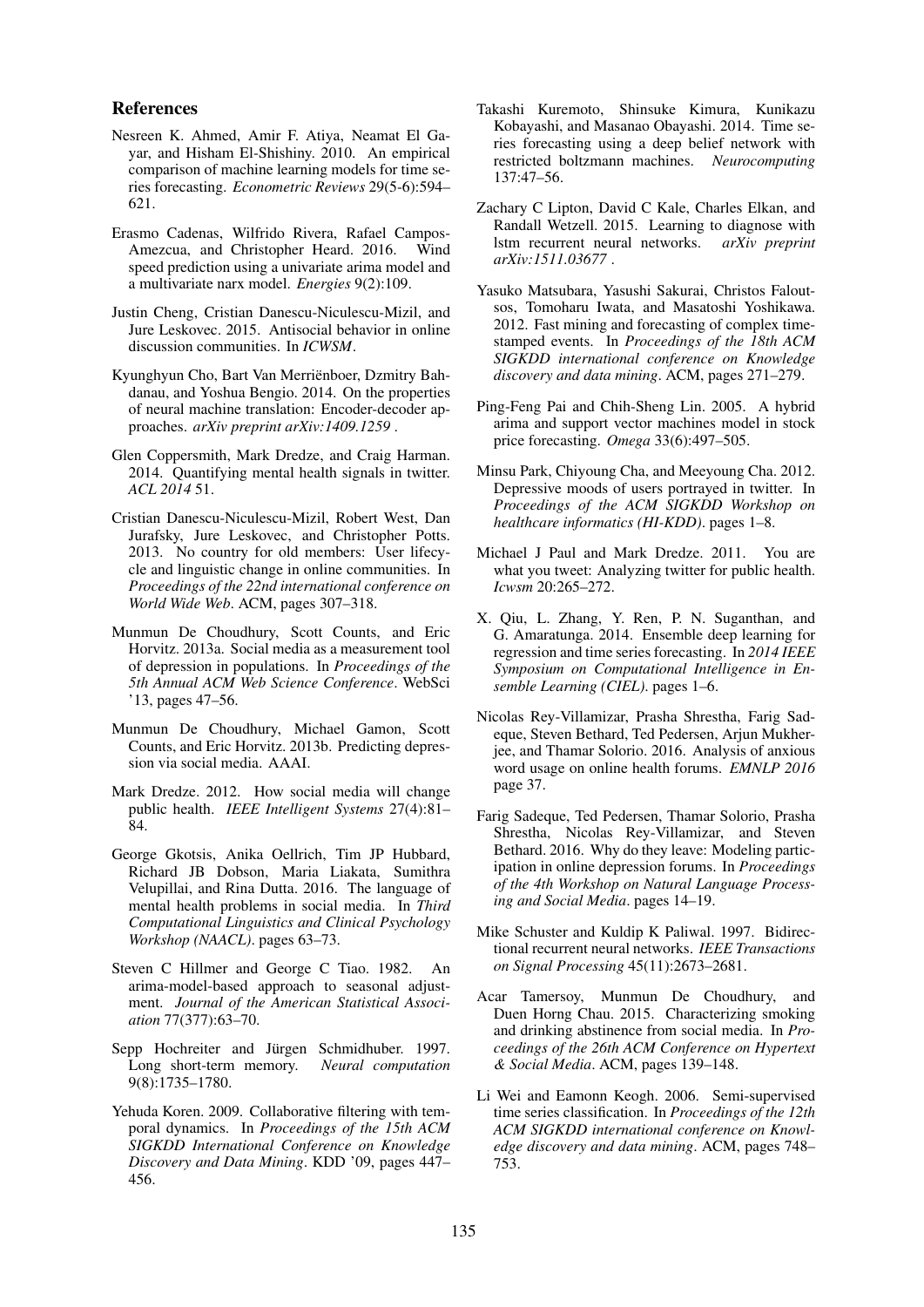## References

Nesreen K. Ahmed, Amir F. Atiya, Neamat El Gayar, and Hisham El-Shishiny. 2010. An empirical comparison of machine learning models for time series forecasting. *Econometric Reviews* 29(5-6):594–621.

Erasmo Cadenas, Wilfrido Rivera, Rafael Campos-Amezcua, and Christopher Heard. 2016. Wind speed prediction using a univariate arima model and a multivariate narx model. *Energies* 9(2):109.

Justin Cheng, Cristian Danescu-Niculescu-Mizil, and Jure Leskovec. 2015. Antisocial behavior in online discussion communities. In *ICWSM*.

Kyunghyun Cho, Bart Van Merriënboer, Dzmitry Bahdanau, and Yoshua Bengio. 2014. On the properties of neural machine translation: Encoder-decoder approaches. *arXiv preprint arXiv:1409.1259* .

Glen Coppersmith, Mark Dredze, and Craig Harman. 2014. Quantifying mental health signals in twitter. *ACL 2014* 51.

Cristian Danescu-Niculescu-Mizil, Robert West, Dan Jurafsky, Jure Leskovec, and Christopher Potts. 2013. No country for old members: User lifecycle and linguistic change in online communities. In *Proceedings of the 22nd international conference on World Wide Web*. ACM, pages 307–318.

Munmun De Choudhury, Scott Counts, and Eric Horvitz. 2013a. Social media as a measurement tool of depression in populations. In *Proceedings of the 5th Annual ACM Web Science Conference*. WebSci '13, pages 47–56.

Munmun De Choudhury, Michael Gamon, Scott Counts, and Eric Horvitz. 2013b. Predicting depression via social media. AAAI.

Mark Dredze. 2012. How social media will change public health. *IEEE Intelligent Systems* 27(4):81–84.

George Gkotsis, Anika Oellrich, Tim JP Hubbard, Richard JB Dobson, Maria Liakata, Sumithra Velupillai, and Rina Dutta. 2016. The language of mental health problems in social media. In *Third Computational Linguistics and Clinical Psychology Workshop (NAACL)*. pages 63–73.

Steven C Hillmer and George C Tiao. 1982. An arima-model-based approach to seasonal adjustment. *Journal of the American Statistical Association* 77(377):63–70.

Sepp Hochreiter and Jürgen Schmidhuber. 1997. Long short-term memory. *Neural computation* 9(8):1735–1780.

Yehuda Koren. 2009. Collaborative filtering with temporal dynamics. In *Proceedings of the 15th ACM SIGKDD International Conference on Knowledge Discovery and Data Mining*. KDD '09, pages 447–456.

Takashi Kuremoto, Shinsuke Kimura, Kunikazu Kobayashi, and Masanao Obayashi. 2014. Time series forecasting using a deep belief network with restricted boltzmann machines. *Neurocomputing* 137:47–56.

Zachary C Lipton, David C Kale, Charles Elkan, and Randall Wetzell. 2015. Learning to diagnose with lstm recurrent neural networks. *arXiv preprint arXiv:1511.03677* .

Yasuko Matsubara, Yasushi Sakurai, Christos Faloutsos, Tomoharu Iwata, and Masatoshi Yoshikawa. 2012. Fast mining and forecasting of complex timestamped events. In *Proceedings of the 18th ACM SIGKDD international conference on Knowledge discovery and data mining*. ACM, pages 271–279.

Ping-Feng Pai and Chih-Sheng Lin. 2005. A hybrid arima and support vector machines model in stock price forecasting. *Omega* 33(6):497–505.

Minsu Park, Chiyoung Cha, and Meeyoung Cha. 2012. Depressive moods of users portrayed in twitter. In *Proceedings of the ACM SIGKDD Workshop on healthcare informatics (HI-KDD)*. pages 1–8.

Michael J Paul and Mark Dredze. 2011. You are what you tweet: Analyzing twitter for public health. *Icwsm* 20:265–272.

X. Qiu, L. Zhang, Y. Ren, P. N. Suganthan, and G. Amaratunga. 2014. Ensemble deep learning for regression and time series forecasting. In *2014 IEEE Symposium on Computational Intelligence in Ensemble Learning (CIEL)*. pages 1–6.

Nicolas Rey-Villamizar, Prasha Shrestha, Farig Sadeque, Steven Bethard, Ted Pedersen, Arjun Mukherjee, and Thamar Solorio. 2016. Analysis of anxious word usage on online health forums. *EMNLP 2016* page 37.

Farig Sadeque, Ted Pedersen, Thamar Solorio, Prasha Shrestha, Nicolas Rey-Villamizar, and Steven Bethard. 2016. Why do they leave: Modeling participation in online depression forums. In *Proceedings of the 4th Workshop on Natural Language Processing and Social Media*. pages 14–19.

Mike Schuster and Kuldip K Paliwal. 1997. Bidirectional recurrent neural networks. *IEEE Transactions on Signal Processing* 45(11):2673–2681.

Acar Tamersoy, Munmun De Choudhury, and Duen Horng Chau. 2015. Characterizing smoking and drinking abstinence from social media. In *Proceedings of the 26th ACM Conference on Hypertext & Social Media*. ACM, pages 139–148.

Li Wei and Eamonn Keogh. 2006. Semi-supervised time series classification. In *Proceedings of the 12th ACM SIGKDD international conference on Knowledge discovery and data mining*. ACM, pages 748–753.